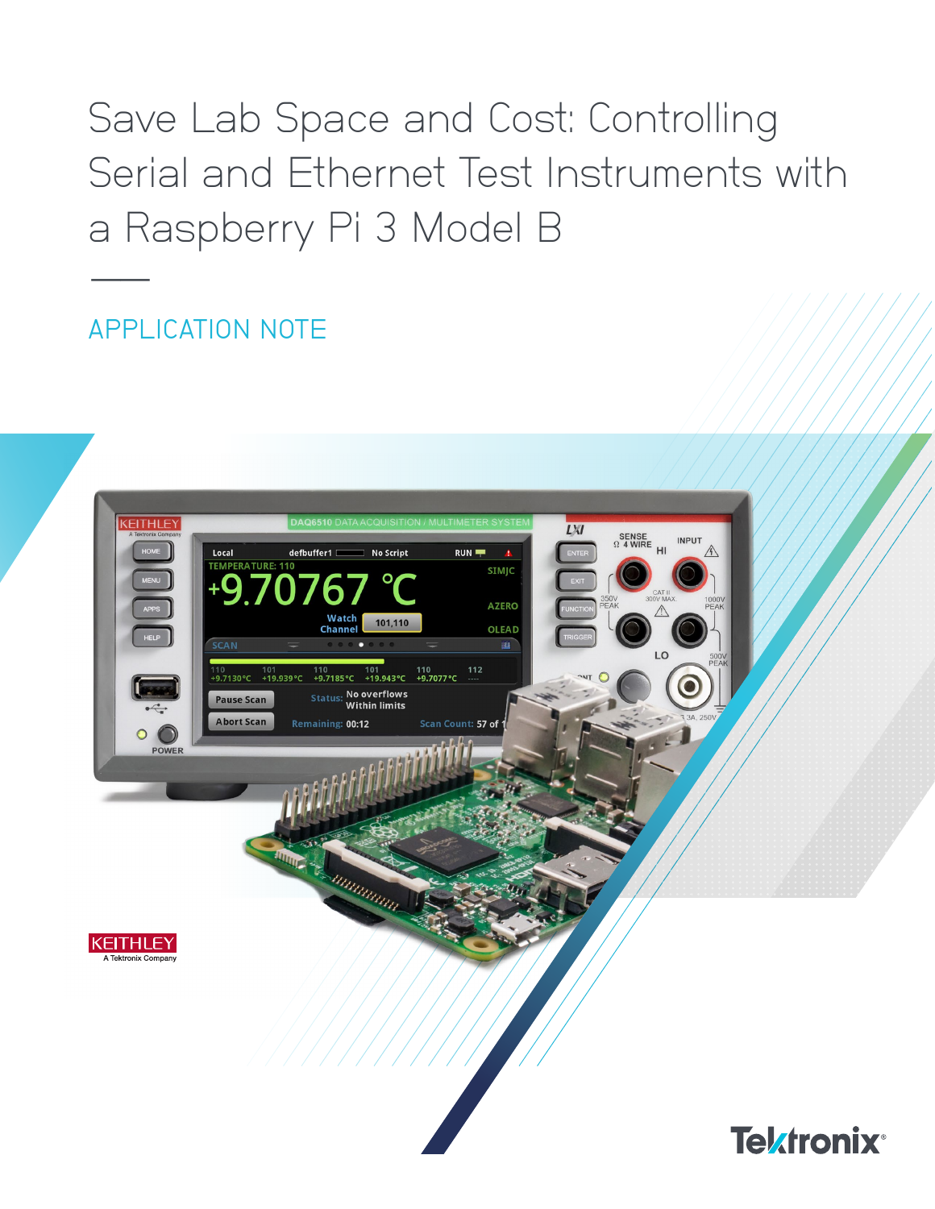# Save Lab Space and Cost: Controlling Serial and Ethernet Test Instruments with a Raspberry Pi 3 Model B

APPLICATION NOTE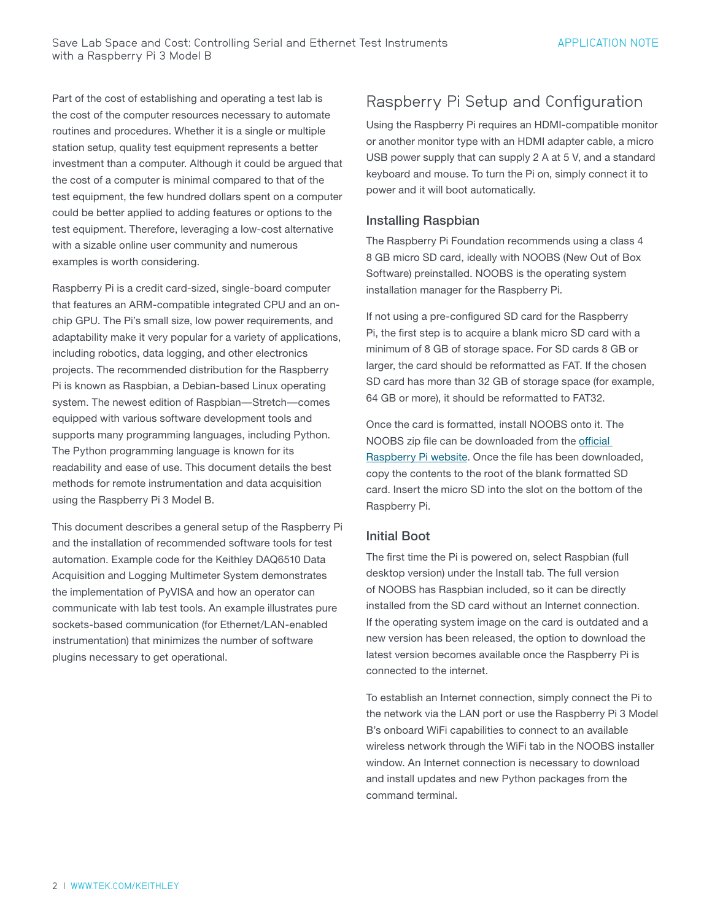Part of the cost of establishing and operating a test lab is the cost of the computer resources necessary to automate routines and procedures. Whether it is a single or multiple station setup, quality test equipment represents a better investment than a computer. Although it could be argued that the cost of a computer is minimal compared to that of the test equipment, the few hundred dollars spent on a computer could be better applied to adding features or options to the test equipment. Therefore, leveraging a low-cost alternative with a sizable online user community and numerous examples is worth considering.

Raspberry Pi is a credit card-sized, single-board computer that features an ARM-compatible integrated CPU and an on-chip GPU. The Pi's small size, low power requirements, and adaptability make it very popular for a variety of applications, including robotics, data logging, and other electronics projects. The recommended distribution for the Raspberry Pi is known as Raspbian, a Debian-based Linux operating system. The newest edition of Raspbian—Stretch—comes equipped with various software development tools and supports many programming languages, including Python. The Python programming language is known for its readability and ease of use. This document details the best methods for remote instrumentation and data acquisition using the Raspberry Pi 3 Model B.

This document describes a general setup of the Raspberry Pi and the installation of recommended software tools for test automation. Example code for the Keithley DAQ6510 Data Acquisition and Logging Multimeter System demonstrates the implementation of PyVISA and how an operator can communicate with lab test tools. An example illustrates pure sockets-based communication (for Ethernet/LAN-enabled instrumentation) that minimizes the number of software plugins necessary to get operational.

## Raspberry Pi Setup and Configuration

Using the Raspberry Pi requires an HDMI-compatible monitor or another monitor type with an HDMI adapter cable, a micro USB power supply that can supply 2 A at 5 V, and a standard keyboard and mouse. To turn the Pi on, simply connect it to power and it will boot automatically.

### Installing Raspbian

The Raspberry Pi Foundation recommends using a class 4 8 GB micro SD card, ideally with NOOBS (New Out of Box Software) preinstalled. NOOBS is the operating system installation manager for the Raspberry Pi.

If not using a pre-configured SD card for the Raspberry Pi, the first step is to acquire a blank micro SD card with a minimum of 8 GB of storage space. For SD cards 8 GB or larger, the card should be reformatted as FAT. If the chosen SD card has more than 32 GB of storage space (for example, 64 GB or more), it should be reformatted to FAT32.

Once the card is formatted, install NOOBS onto it. The NOOBS zip file can be downloaded from the official Raspberry Pi website. Once the file has been downloaded, copy the contents to the root of the blank formatted SD card. Insert the micro SD into the slot on the bottom of the Raspberry Pi.

### Initial Boot

The first time the Pi is powered on, select Raspbian (full desktop version) under the Install tab. The full version of NOOBS has Raspbian included, so it can be directly installed from the SD card without an Internet connection. If the operating system image on the card is outdated and a new version has been released, the option to download the latest version becomes available once the Raspberry Pi is connected to the internet.

To establish an Internet connection, simply connect the Pi to the network via the LAN port or use the Raspberry Pi 3 Model B's onboard WiFi capabilities to connect to an available wireless network through the WiFi tab in the NOOBS installer window. An Internet connection is necessary to download and install updates and new Python packages from the command terminal.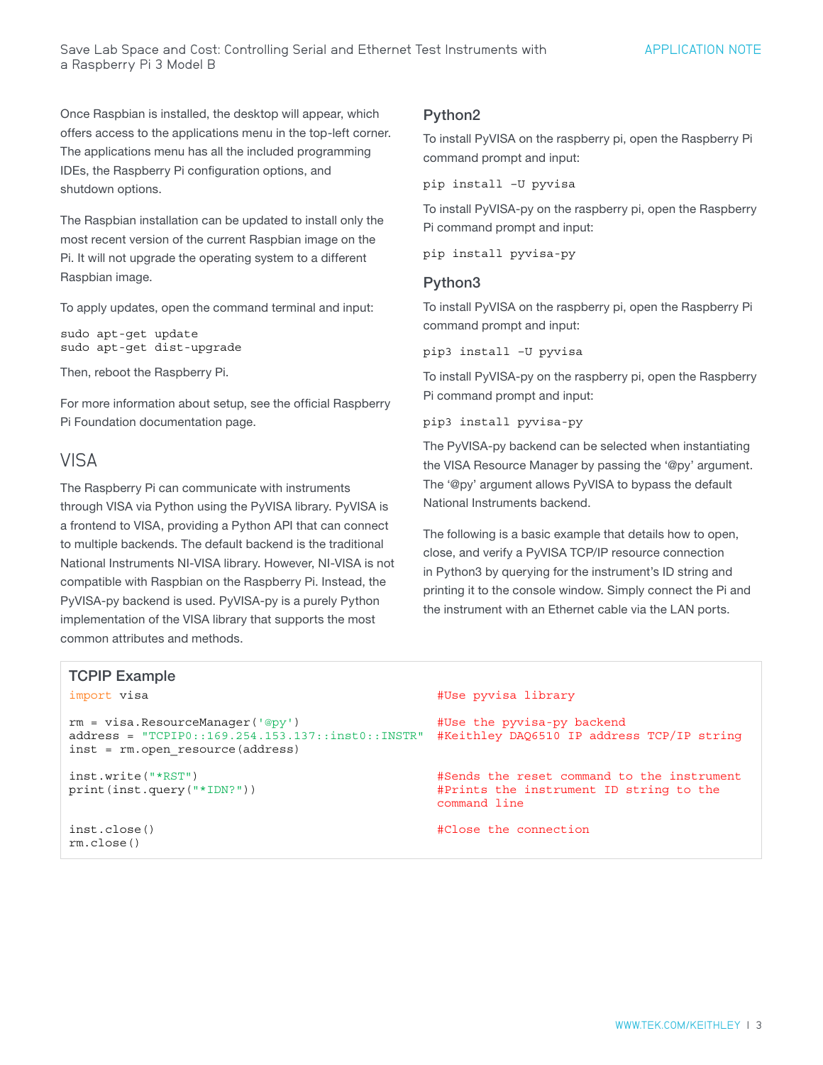Once Raspbian is installed, the desktop will appear, which offers access to the applications menu in the top-left corner. The applications menu has all the included programming IDEs, the Raspberry Pi configuration options, and shutdown options.

The Raspbian installation can be updated to install only the most recent version of the current Raspbian image on the Pi. It will not upgrade the operating system to a different Raspbian image.

To apply updates, open the command terminal and input:

```
sudo apt-get update
sudo apt-get dist-upgrade
```

Then, reboot the Raspberry Pi.

For more information about setup, see the official Raspberry Pi Foundation documentation page.

## VISA

The Raspberry Pi can communicate with instruments through VISA via Python using the PyVISA library. PyVISA is a frontend to VISA, providing a Python API that can connect to multiple backends. The default backend is the traditional National Instruments NI-VISA library. However, NI-VISA is not compatible with Raspbian on the Raspberry Pi. Instead, the PyVISA-py backend is used. PyVISA-py is a purely Python implementation of the VISA library that supports the most common attributes and methods.

### Python2

To install PyVISA on the raspberry pi, open the Raspberry Pi command prompt and input:

```
pip install -U pyvisa
```

To install PyVISA-py on the raspberry pi, open the Raspberry Pi command prompt and input:

```
pip install pyvisa-py
```

### Python3

To install PyVISA on the raspberry pi, open the Raspberry Pi command prompt and input:

```
pip3 install -U pyvisa
```

To install PyVISA-py on the raspberry pi, open the Raspberry Pi command prompt and input:

```
pip3 install pyvisa-py
```

The PyVISA-py backend can be selected when instantiating the VISA Resource Manager by passing the '@py' argument. The '@py' argument allows PyVISA to bypass the default National Instruments backend.

The following is a basic example that details how to open, close, and verify a PyVISA TCP/IP resource connection in Python3 by querying for the instrument's ID string and printing it to the console window. Simply connect the Pi and the instrument with an Ethernet cable via the LAN ports.

### TCPIP Example

```
import visa                                             #Use pyvisa library

rm = visa.ResourceManager('@py')                        #Use the pyvisa-py backend
address = "TCPIP0::169.254.153.137::inst0::INSTR"       #Keithley DAQ6510 IP address TCP/IP string
inst = rm.open_resource(address)

inst.write("*RST")                                      #Sends the reset command to the instrument
print(inst.query("*IDN?"))                              #Prints the instrument ID string to the
                                                        command line

inst.close()                                            #Close the connection
rm.close()
```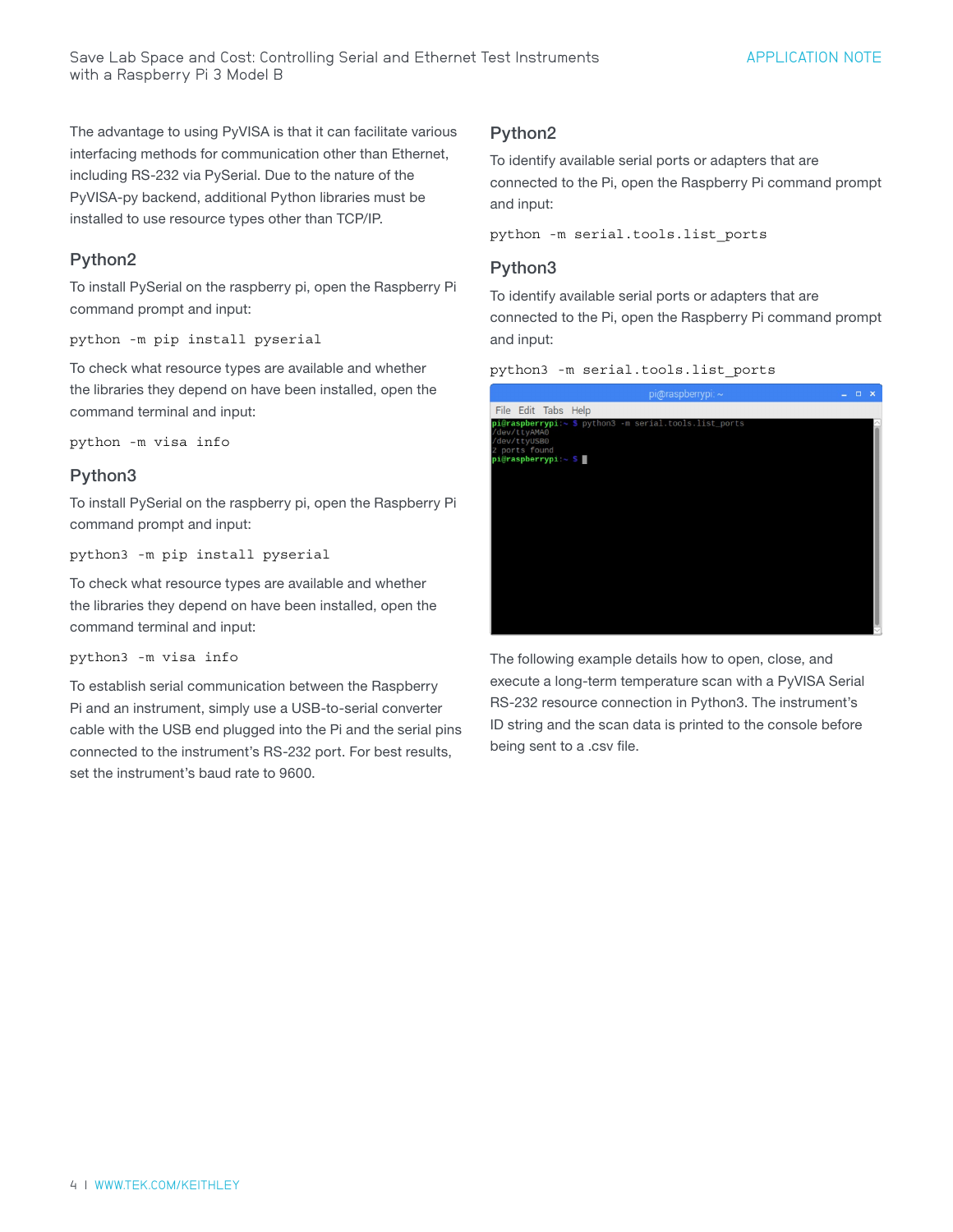The advantage to using PyVISA is that it can facilitate various interfacing methods for communication other than Ethernet, including RS-232 via PySerial. Due to the nature of the PyVISA-py backend, additional Python libraries must be installed to use resource types other than TCP/IP.

## Python2

To install PySerial on the raspberry pi, open the Raspberry Pi command prompt and input:

```
python -m pip install pyserial
```

To check what resource types are available and whether the libraries they depend on have been installed, open the command terminal and input:

```
python -m visa info
```

## Python3

To install PySerial on the raspberry pi, open the Raspberry Pi command prompt and input:

```
python3 -m pip install pyserial
```

To check what resource types are available and whether the libraries they depend on have been installed, open the command terminal and input:

```
python3 -m visa info
```

To establish serial communication between the Raspberry Pi and an instrument, simply use a USB-to-serial converter cable with the USB end plugged into the Pi and the serial pins connected to the instrument's RS-232 port. For best results, set the instrument's baud rate to 9600.

## Python2

To identify available serial ports or adapters that are connected to the Pi, open the Raspberry Pi command prompt and input:

```
python -m serial.tools.list_ports
```

## Python3

To identify available serial ports or adapters that are connected to the Pi, open the Raspberry Pi command prompt and input:

```
python3 -m serial.tools.list_ports
```

```
pi@raspberrypi:~ $ python3 -m serial.tools.list_ports
/dev/ttyAMA0
/dev/ttyUSB0
2 ports found
pi@raspberrypi:~ $
```

The following example details how to open, close, and execute a long-term temperature scan with a PyVISA Serial RS-232 resource connection in Python3. The instrument's ID string and the scan data is printed to the console before being sent to a .csv file.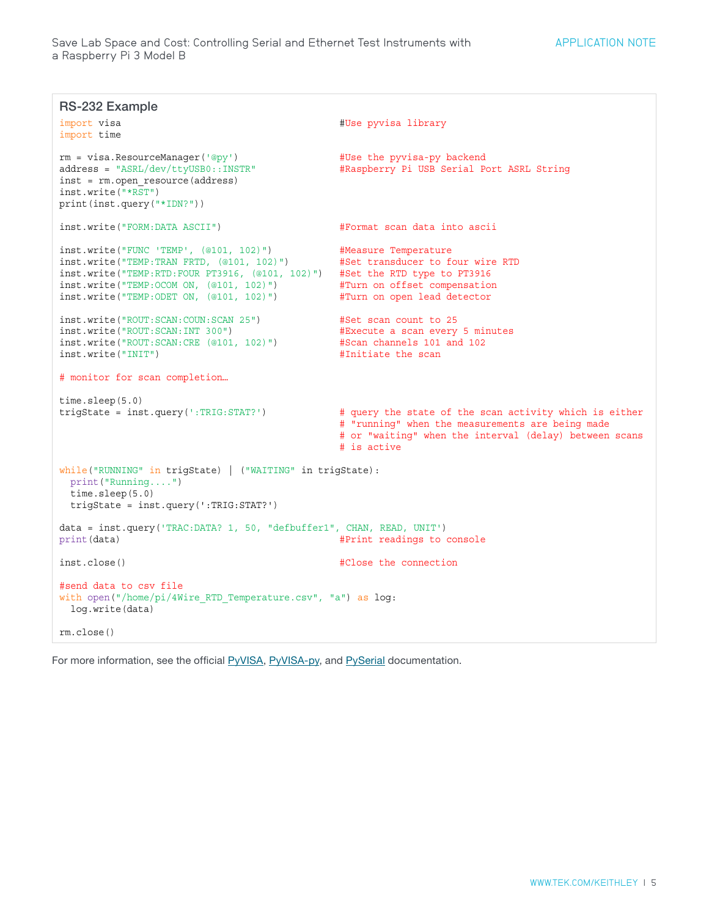### RS-232 Example

```
import visa                                      #Use pyvisa library
import time

rm = visa.ResourceManager('@py')                 #Use the pyvisa-py backend
address = "ASRL/dev/ttyUSB0::INSTR"              #Raspberry Pi USB Serial Port ASRL String
inst = rm.open_resource(address)
inst.write("*RST")
print(inst.query("*IDN?"))

inst.write("FORM:DATA ASCII")                    #Format scan data into ascii

inst.write("FUNC 'TEMP', (@101, 102)")           #Measure Temperature
inst.write("TEMP:TRAN FRTD, (@101, 102)")        #Set transducer to four wire RTD
inst.write("TEMP:RTD:FOUR PT3916, (@101, 102)")  #Set the RTD type to PT3916
inst.write("TEMP:OCOM ON, (@101, 102)")          #Turn on offset compensation
inst.write("TEMP:ODET ON, (@101, 102)")          #Turn on open lead detector

inst.write("ROUT:SCAN:COUN:SCAN 25")             #Set scan count to 25
inst.write("ROUT:SCAN:INT 300")                  #Execute a scan every 5 minutes
inst.write("ROUT:SCAN:CRE (@101, 102)")          #Scan channels 101 and 102
inst.write("INIT")                               #Initiate the scan

# monitor for scan completion…

time.sleep(5.0)
trigState = inst.query(':TRIG:STAT?')            # query the state of the scan activity which is either
                                                 # "running" when the measurements are being made
                                                 # or "waiting" when the interval (delay) between scans
                                                 # is active

while("RUNNING" in trigState) | ("WAITING" in trigState):
  print("Running....")
  time.sleep(5.0)
  trigState = inst.query(':TRIG:STAT?')

data = inst.query('TRAC:DATA? 1, 50, "defbuffer1", CHAN, READ, UNIT')
print(data)                                      #Print readings to console

inst.close()                                     #Close the connection

#send data to csv file
with open("/home/pi/4Wire_RTD_Temperature.csv", "a") as log:
  log.write(data)

rm.close()
```

For more information, see the official PyVISA, PyVISA-py, and PySerial documentation.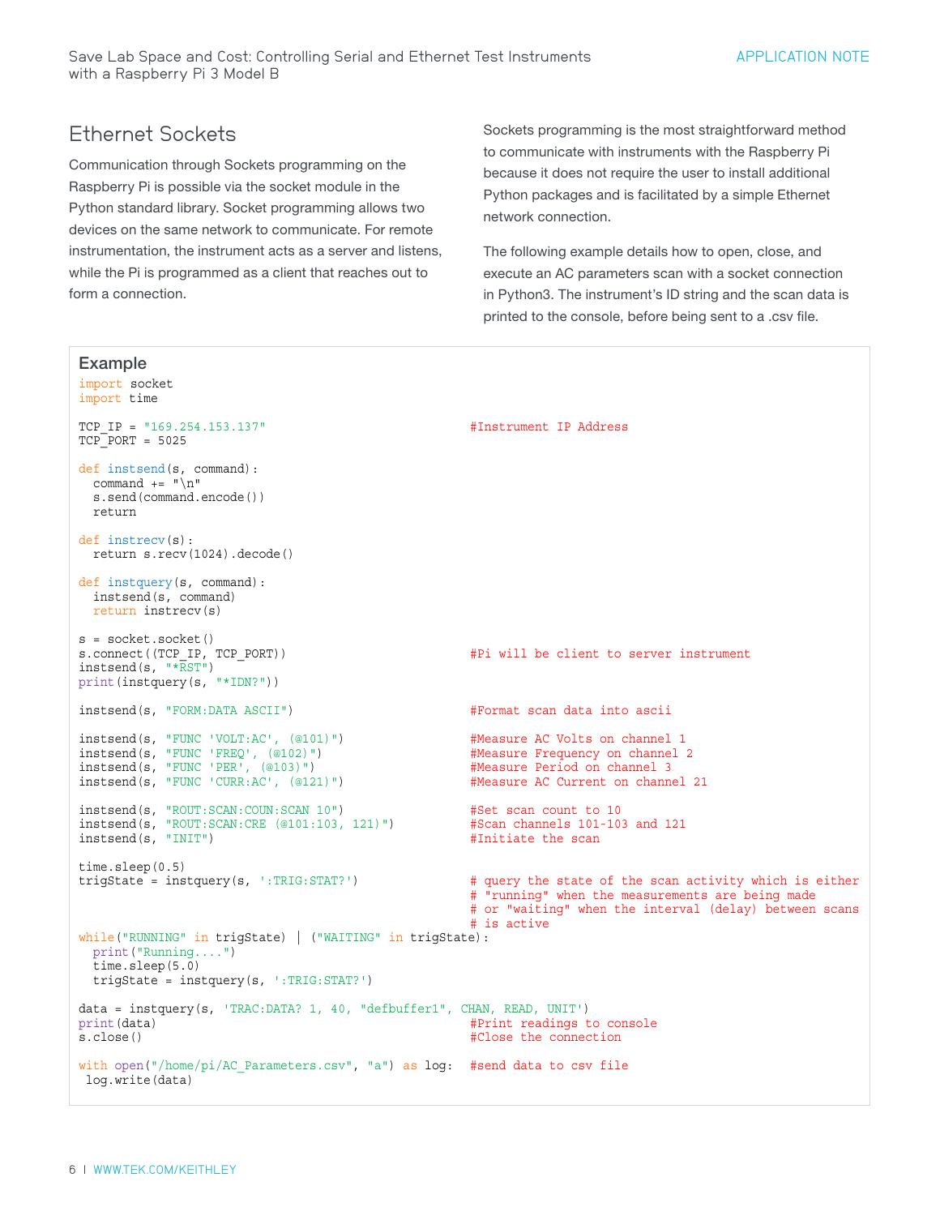## Ethernet Sockets

Communication through Sockets programming on the Raspberry Pi is possible via the socket module in the Python standard library. Socket programming allows two devices on the same network to communicate. For remote instrumentation, the instrument acts as a server and listens, while the Pi is programmed as a client that reaches out to form a connection.

Sockets programming is the most straightforward method to communicate with instruments with the Raspberry Pi because it does not require the user to install additional Python packages and is facilitated by a simple Ethernet network connection.

The following example details how to open, close, and execute an AC parameters scan with a socket connection in Python3. The instrument's ID string and the scan data is printed to the console, before being sent to a .csv file.

### Example

```
import socket
import time

TCP_IP = "169.254.153.137"                          #Instrument IP Address
TCP_PORT = 5025

def instsend(s, command):
  command += "\n"
  s.send(command.encode())
  return

def instrecv(s):
  return s.recv(1024).decode()

def instquery(s, command):
  instsend(s, command)
  return instrecv(s)

s = socket.socket()
s.connect((TCP_IP, TCP_PORT))                       #Pi will be client to server instrument
instsend(s, "*RST")
print(instquery(s, "*IDN?"))

instsend(s, "FORM:DATA ASCII")                      #Format scan data into ascii

instsend(s, "FUNC 'VOLT:AC', (@101)")               #Measure AC Volts on channel 1
instsend(s, "FUNC 'FREQ', (@102)")                  #Measure Frequency on channel 2
instsend(s, "FUNC 'PER', (@103)")                   #Measure Period on channel 3
instsend(s, "FUNC 'CURR:AC', (@121)")               #Measure AC Current on channel 21

instsend(s, "ROUT:SCAN:COUN:SCAN 10")               #Set scan count to 10
instsend(s, "ROUT:SCAN:CRE (@101:103, 121)")        #Scan channels 101-103 and 121
instsend(s, "INIT")                                 #Initiate the scan

time.sleep(0.5)
trigState = instquery(s, ':TRIG:STAT?')             # query the state of the scan activity which is either
                                                    # "running" when the measurements are being made
                                                    # or "waiting" when the interval (delay) between scans
                                                    # is active
while("RUNNING" in trigState) | ("WAITING" in trigState):
  print("Running....")
  time.sleep(5.0)
  trigState = instquery(s, ':TRIG:STAT?')

data = instquery(s, 'TRAC:DATA? 1, 40, "defbuffer1", CHAN, READ, UNIT')
print(data)                                         #Print readings to console
s.close()                                           #Close the connection

with open("/home/pi/AC_Parameters.csv", "a") as log:  #send data to csv file
 log.write(data)
```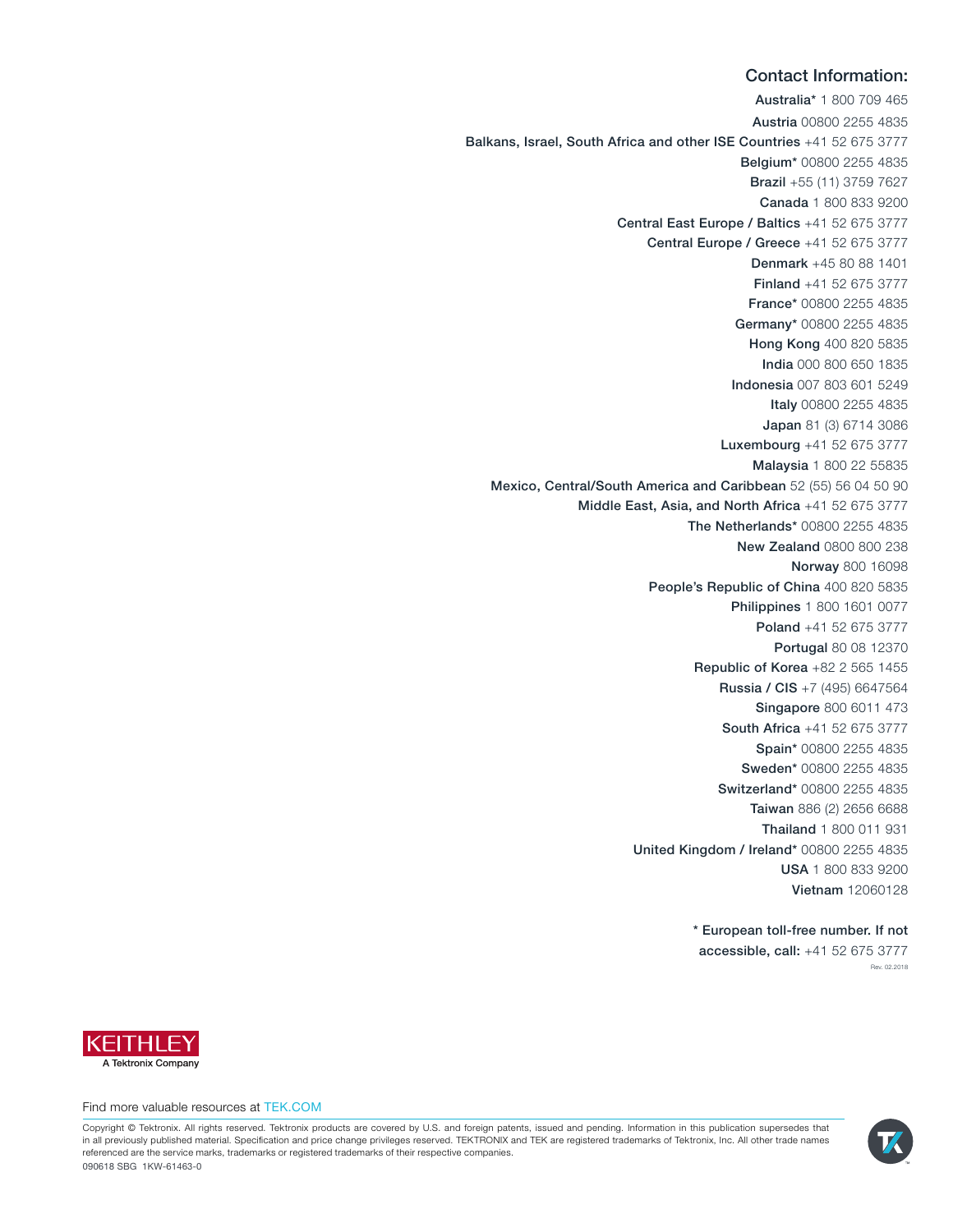## Contact Information:

**Australia*** 1 800 709 465
**Austria** 00800 2255 4835
**Balkans, Israel, South Africa and other ISE Countries** +41 52 675 3777
**Belgium*** 00800 2255 4835
**Brazil** +55 (11) 3759 7627
**Canada** 1 800 833 9200
**Central East Europe / Baltics** +41 52 675 3777
**Central Europe / Greece** +41 52 675 3777
**Denmark** +45 80 88 1401
**Finland** +41 52 675 3777
**France*** 00800 2255 4835
**Germany*** 00800 2255 4835
**Hong Kong** 400 820 5835
**India** 000 800 650 1835
**Indonesia** 007 803 601 5249
**Italy** 00800 2255 4835
**Japan** 81 (3) 6714 3086
**Luxembourg** +41 52 675 3777
**Malaysia** 1 800 22 55835
**Mexico, Central/South America and Caribbean** 52 (55) 56 04 50 90
**Middle East, Asia, and North Africa** +41 52 675 3777
**The Netherlands*** 00800 2255 4835
**New Zealand** 0800 800 238
**Norway** 800 16098
**People's Republic of China** 400 820 5835
**Philippines** 1 800 1601 0077
**Poland** +41 52 675 3777
**Portugal** 80 08 12370
**Republic of Korea** +82 2 565 1455
**Russia / CIS** +7 (495) 6647564
**Singapore** 800 6011 473
**South Africa** +41 52 675 3777
**Spain*** 00800 2255 4835
**Sweden*** 00800 2255 4835
**Switzerland*** 00800 2255 4835
**Taiwan** 886 (2) 2656 6688
**Thailand** 1 800 011 931
**United Kingdom / Ireland*** 00800 2255 4835
**USA** 1 800 833 9200
**Vietnam** 12060128

**\* European toll-free number. If not accessible, call:** +41 52 675 3777

Rev. 02.2018

KEITHLEY
A Tektronix Company

Find more valuable resources at TEK.COM

Copyright © Tektronix. All rights reserved. Tektronix products are covered by U.S. and foreign patents, issued and pending. Information in this publication supersedes that in all previously published material. Specification and price change privileges reserved. TEKTRONIX and TEK are registered trademarks of Tektronix, Inc. All other trade names referenced are the service marks, trademarks or registered trademarks of their respective companies.

090618 SBG 1KW-61463-0